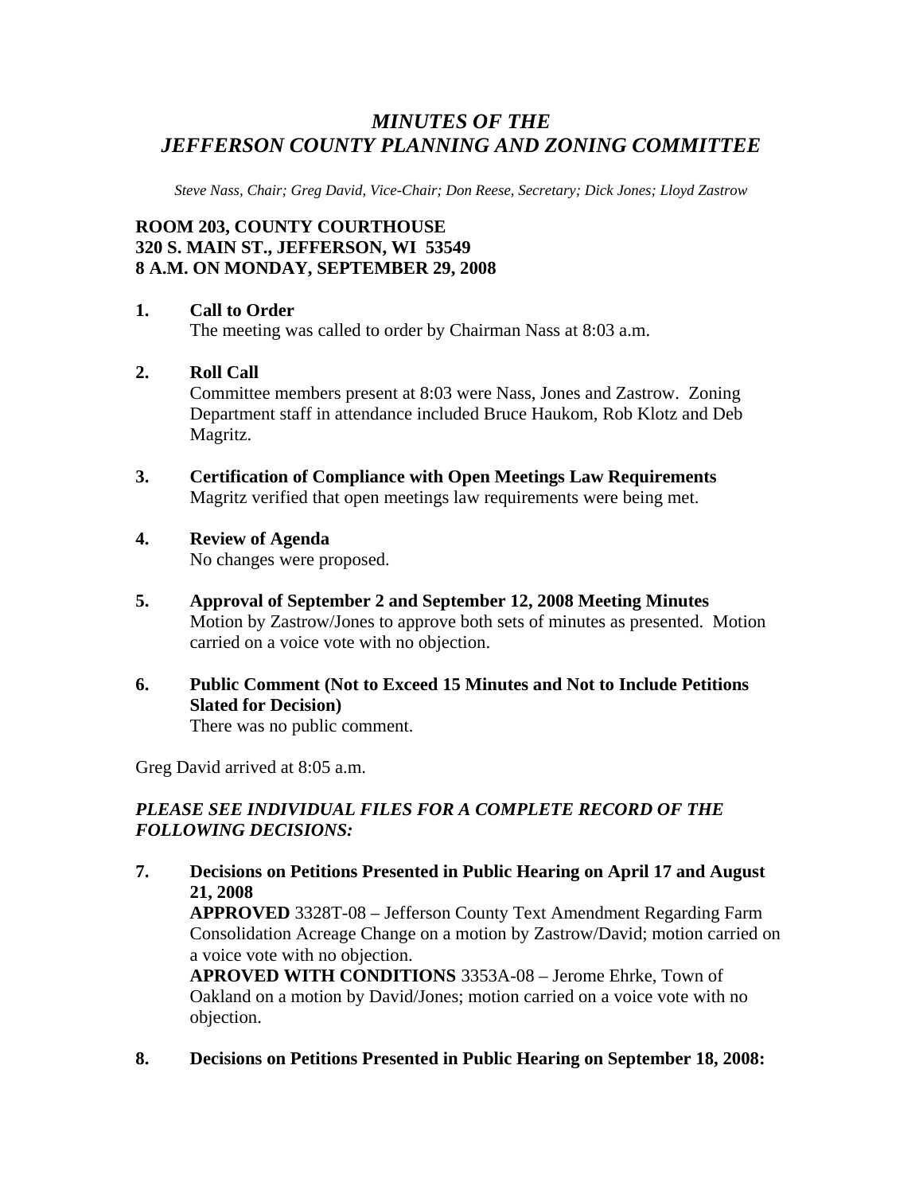# *MINUTES OF THE JEFFERSON COUNTY PLANNING AND ZONING COMMITTEE*

*Steve Nass, Chair; Greg David, Vice-Chair; Don Reese, Secretary; Dick Jones; Lloyd Zastrow*

**ROOM 203, COUNTY COURTHOUSE**
**320 S. MAIN ST., JEFFERSON, WI 53549**
**8 A.M. ON MONDAY, SEPTEMBER 29, 2008**

**1. Call to Order**
The meeting was called to order by Chairman Nass at 8:03 a.m.

**2. Roll Call**
Committee members present at 8:03 were Nass, Jones and Zastrow. Zoning Department staff in attendance included Bruce Haukom, Rob Klotz and Deb Magritz.

**3. Certification of Compliance with Open Meetings Law Requirements**
Magritz verified that open meetings law requirements were being met.

**4. Review of Agenda**
No changes were proposed.

**5. Approval of September 2 and September 12, 2008 Meeting Minutes**
Motion by Zastrow/Jones to approve both sets of minutes as presented. Motion carried on a voice vote with no objection.

**6. Public Comment (Not to Exceed 15 Minutes and Not to Include Petitions Slated for Decision)**
There was no public comment.

Greg David arrived at 8:05 a.m.

***PLEASE SEE INDIVIDUAL FILES FOR A COMPLETE RECORD OF THE FOLLOWING DECISIONS:***

**7. Decisions on Petitions Presented in Public Hearing on April 17 and August 21, 2008**
**APPROVED** 3328T-08 – Jefferson County Text Amendment Regarding Farm Consolidation Acreage Change on a motion by Zastrow/David; motion carried on a voice vote with no objection.
**APROVED WITH CONDITIONS** 3353A-08 – Jerome Ehrke, Town of Oakland on a motion by David/Jones; motion carried on a voice vote with no objection.

**8. Decisions on Petitions Presented in Public Hearing on September 18, 2008:**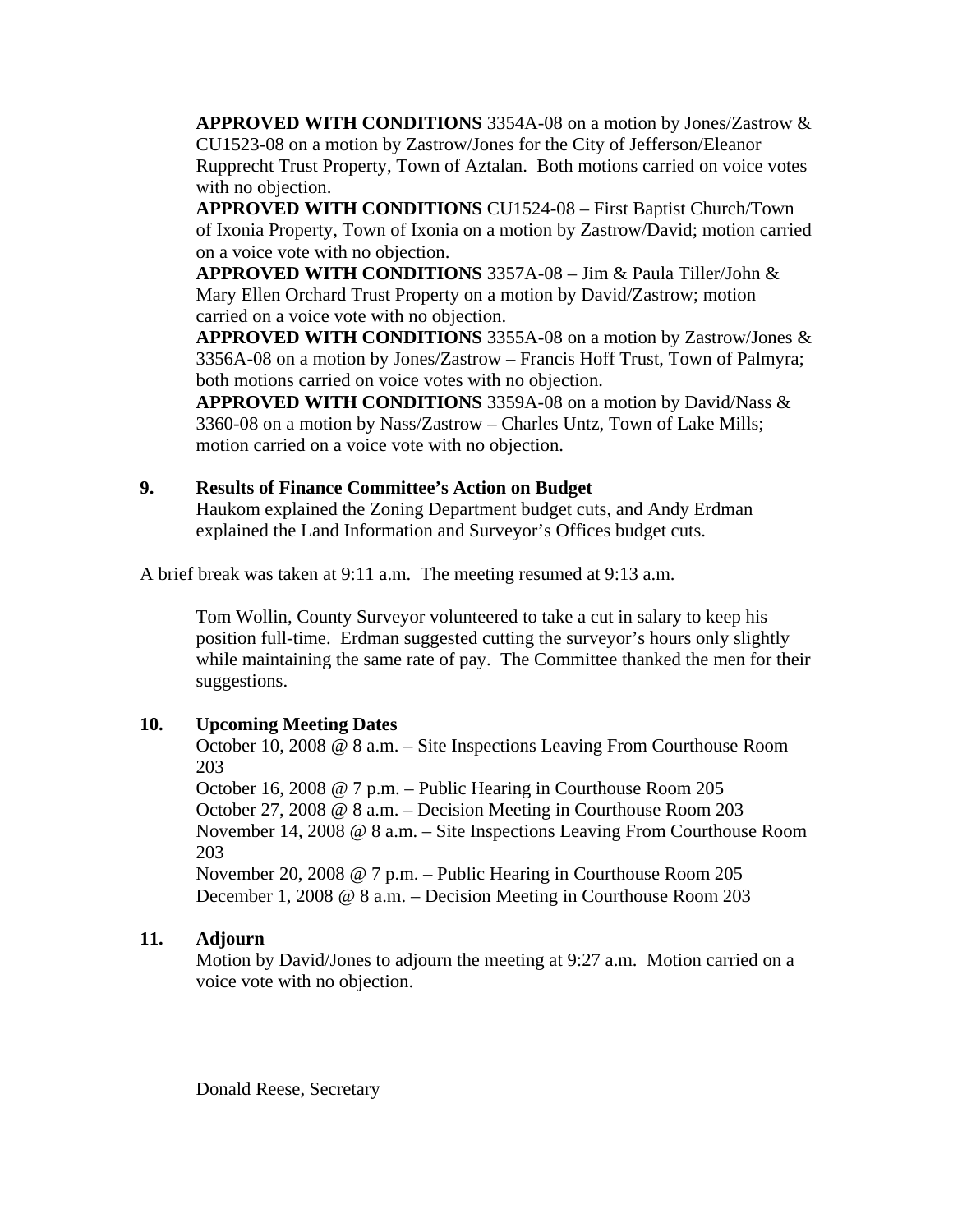**APPROVED WITH CONDITIONS** 3354A-08 on a motion by Jones/Zastrow & CU1523-08 on a motion by Zastrow/Jones for the City of Jefferson/Eleanor Rupprecht Trust Property, Town of Aztalan. Both motions carried on voice votes with no objection.

**APPROVED WITH CONDITIONS** CU1524-08 – First Baptist Church/Town of Ixonia Property, Town of Ixonia on a motion by Zastrow/David; motion carried on a voice vote with no objection.

**APPROVED WITH CONDITIONS** 3357A-08 – Jim & Paula Tiller/John & Mary Ellen Orchard Trust Property on a motion by David/Zastrow; motion carried on a voice vote with no objection.

**APPROVED WITH CONDITIONS** 3355A-08 on a motion by Zastrow/Jones & 3356A-08 on a motion by Jones/Zastrow – Francis Hoff Trust, Town of Palmyra; both motions carried on voice votes with no objection.

**APPROVED WITH CONDITIONS** 3359A-08 on a motion by David/Nass & 3360-08 on a motion by Nass/Zastrow – Charles Untz, Town of Lake Mills; motion carried on a voice vote with no objection.

**9. Results of Finance Committee's Action on Budget**

Haukom explained the Zoning Department budget cuts, and Andy Erdman explained the Land Information and Surveyor's Offices budget cuts.

A brief break was taken at 9:11 a.m. The meeting resumed at 9:13 a.m.

Tom Wollin, County Surveyor volunteered to take a cut in salary to keep his position full-time. Erdman suggested cutting the surveyor's hours only slightly while maintaining the same rate of pay. The Committee thanked the men for their suggestions.

**10. Upcoming Meeting Dates**

October 10, 2008 @ 8 a.m. – Site Inspections Leaving From Courthouse Room 203
October 16, 2008 @ 7 p.m. – Public Hearing in Courthouse Room 205
October 27, 2008 @ 8 a.m. – Decision Meeting in Courthouse Room 203
November 14, 2008 @ 8 a.m. – Site Inspections Leaving From Courthouse Room 203
November 20, 2008 @ 7 p.m. – Public Hearing in Courthouse Room 205
December 1, 2008 @ 8 a.m. – Decision Meeting in Courthouse Room 203

**11. Adjourn**

Motion by David/Jones to adjourn the meeting at 9:27 a.m. Motion carried on a voice vote with no objection.

Donald Reese, Secretary